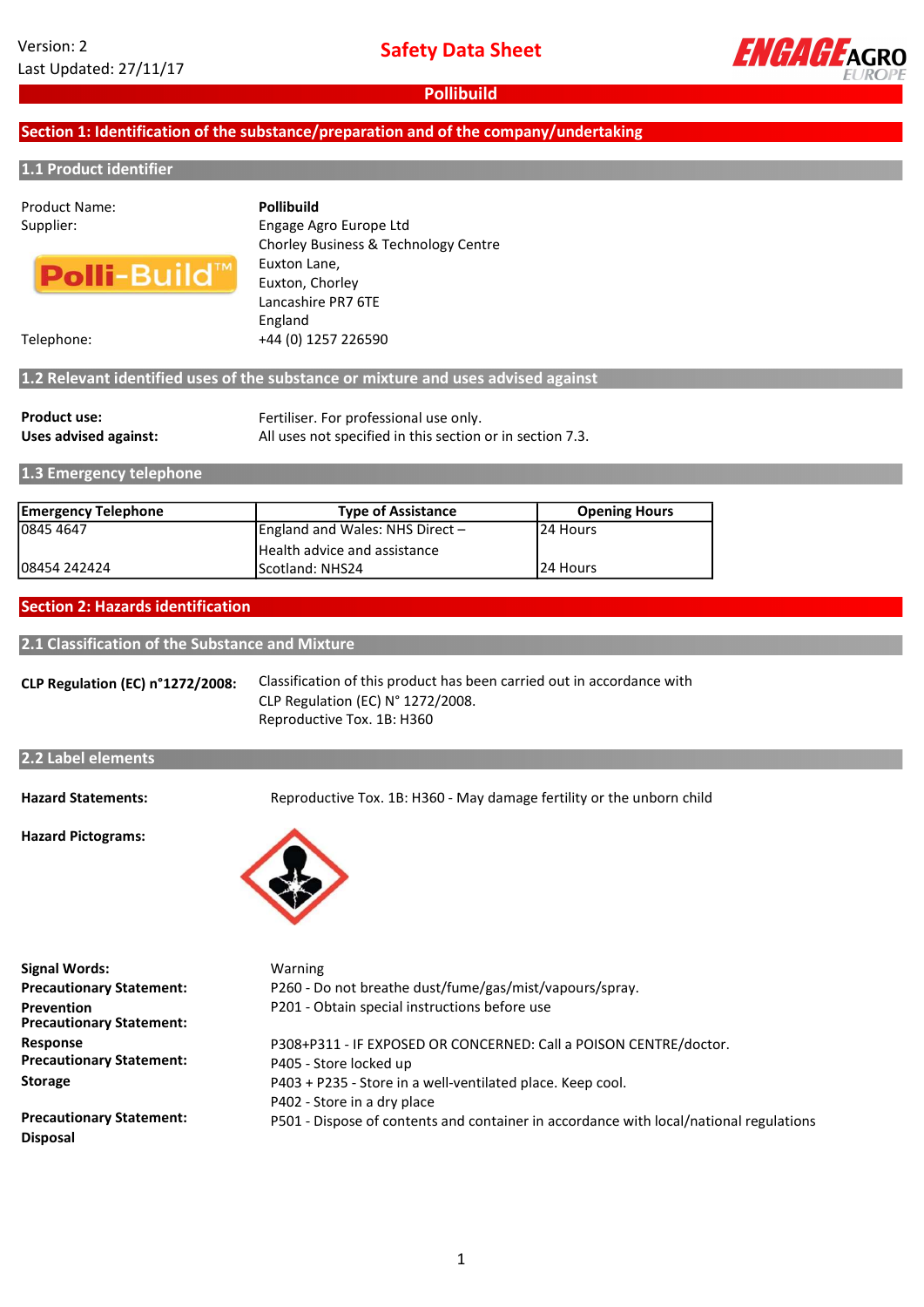Version: 2
Last Updated: 27/11/17

# Safety Data Sheet

## Pollibuild

## Section 1: Identification of the substance/preparation and of the company/undertaking

### 1.1 Product identifier

| | |
|---|---|
| Product Name: | **Pollibuild** |
| Supplier: | Engage Agro Europe Ltd<br>Chorley Business & Technology Centre<br>Euxton Lane,<br>Euxton, Chorley<br>Lancashire PR7 6TE<br>England |
| Telephone: | +44 (0) 1257 226590 |

### 1.2 Relevant identified uses of the substance or mixture and uses advised against

**Product use:** Fertiliser. For professional use only.
**Uses advised against:** All uses not specified in this section or in section 7.3.

### 1.3 Emergency telephone

| Emergency Telephone | Type of Assistance | Opening Hours |
|---|---|---|
| 0845 4647 | England and Wales: NHS Direct – Health advice and assistance | 24 Hours |
| 08454 242424 | Scotland: NHS24 | 24 Hours |

## Section 2: Hazards identification

### 2.1 Classification of the Substance and Mixture

**CLP Regulation (EC) n°1272/2008:** Classification of this product has been carried out in accordance with CLP Regulation (EC) N° 1272/2008.
Reproductive Tox. 1B: H360

### 2.2 Label elements

**Hazard Statements:** Reproductive Tox. 1B: H360 - May damage fertility or the unborn child

**Hazard Pictograms:**

**Signal Words:** Warning

**Precautionary Statement: Prevention**
P260 - Do not breathe dust/fume/gas/mist/vapours/spray.
P201 - Obtain special instructions before use

**Precautionary Statement: Response**
P308+P311 - IF EXPOSED OR CONCERNED: Call a POISON CENTRE/doctor.

**Precautionary Statement: Storage**
P405 - Store locked up
P403 + P235 - Store in a well-ventilated place. Keep cool.
P402 - Store in a dry place

**Precautionary Statement: Disposal**
P501 - Dispose of contents and container in accordance with local/national regulations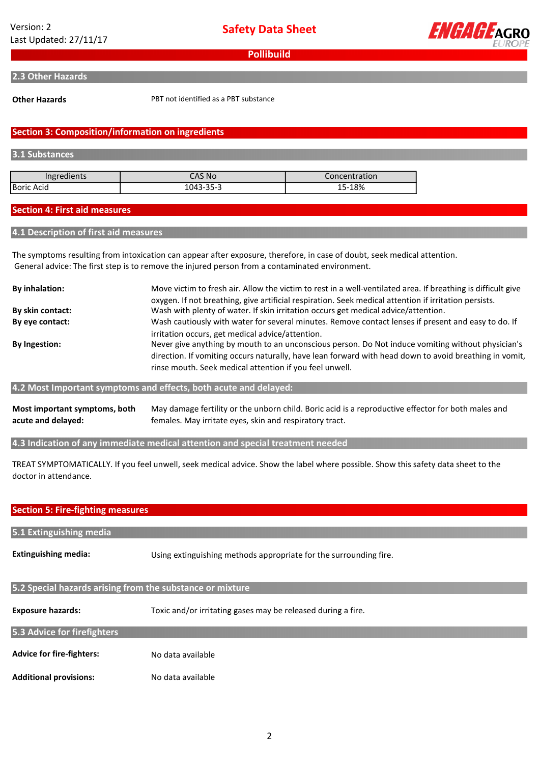## 2.3 Other Hazards

**Other Hazards** PBT not identified as a PBT substance

## Section 3: Composition/information on ingredients

### 3.1 Substances

| Ingredients | CAS No | Concentration |
|---|---|---|
| Boric Acid | 1043-35-3 | 15-18% |

## Section 4: First aid measures

### 4.1 Description of first aid measures

The symptoms resulting from intoxication can appear after exposure, therefore, in case of doubt, seek medical attention.
General advice: The first step is to remove the injured person from a contaminated environment.

**By inhalation:** Move victim to fresh air. Allow the victim to rest in a well-ventilated area. If breathing is difficult give oxygen. If not breathing, give artificial respiration. Seek medical attention if irritation persists.

**By skin contact:** Wash with plenty of water. If skin irritation occurs get medical advice/attention.

**By eye contact:** Wash cautiously with water for several minutes. Remove contact lenses if present and easy to do. If irritation occurs, get medical advice/attention.

**By Ingestion:** Never give anything by mouth to an unconscious person. Do Not induce vomiting without physician's direction. If vomiting occurs naturally, have lean forward with head down to avoid breathing in vomit, rinse mouth. Seek medical attention if you feel unwell.

### 4.2 Most Important symptoms and effects, both acute and delayed:

**Most important symptoms, both acute and delayed:** May damage fertility or the unborn child. Boric acid is a reproductive effector for both males and females. May irritate eyes, skin and respiratory tract.

### 4.3 Indication of any immediate medical attention and special treatment needed

TREAT SYMPTOMATICALLY. If you feel unwell, seek medical advice. Show the label where possible. Show this safety data sheet to the doctor in attendance.

## Section 5: Fire-fighting measures

### 5.1 Extinguishing media

**Extinguishing media:** Using extinguishing methods appropriate for the surrounding fire.

### 5.2 Special hazards arising from the substance or mixture

**Exposure hazards:** Toxic and/or irritating gases may be released during a fire.

### 5.3 Advice for firefighters

**Advice for fire-fighters:** No data available

**Additional provisions:** No data available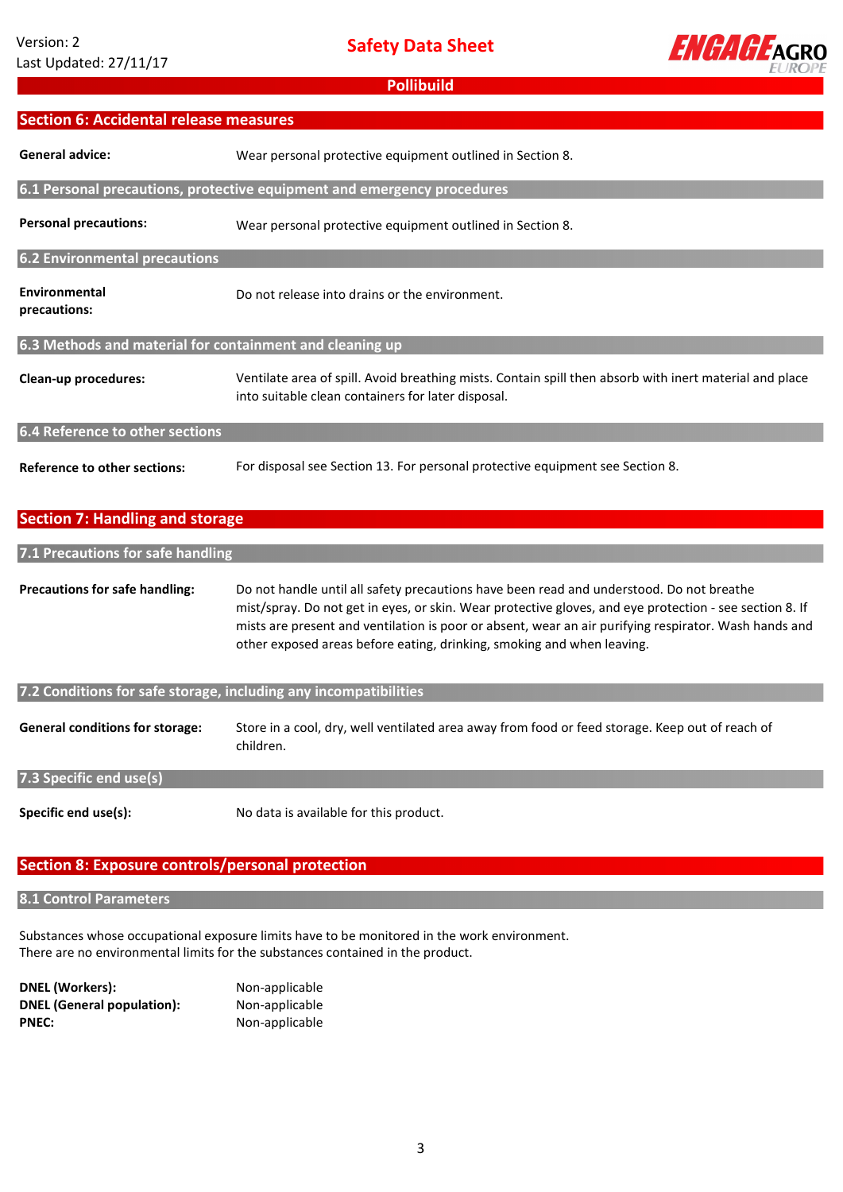## Section 6: Accidental release measures

**General advice:** Wear personal protective equipment outlined in Section 8.

### 6.1 Personal precautions, protective equipment and emergency procedures

**Personal precautions:** Wear personal protective equipment outlined in Section 8.

### 6.2 Environmental precautions

**Environmental precautions:** Do not release into drains or the environment.

### 6.3 Methods and material for containment and cleaning up

**Clean-up procedures:** Ventilate area of spill. Avoid breathing mists. Contain spill then absorb with inert material and place into suitable clean containers for later disposal.

### 6.4 Reference to other sections

**Reference to other sections:** For disposal see Section 13. For personal protective equipment see Section 8.

## Section 7: Handling and storage

### 7.1 Precautions for safe handling

**Precautions for safe handling:** Do not handle until all safety precautions have been read and understood. Do not breathe mist/spray. Do not get in eyes, or skin. Wear protective gloves, and eye protection - see section 8. If mists are present and ventilation is poor or absent, wear an air purifying respirator. Wash hands and other exposed areas before eating, drinking, smoking and when leaving.

### 7.2 Conditions for safe storage, including any incompatibilities

**General conditions for storage:** Store in a cool, dry, well ventilated area away from food or feed storage. Keep out of reach of children.

### 7.3 Specific end use(s)

**Specific end use(s):** No data is available for this product.

## Section 8: Exposure controls/personal protection

### 8.1 Control Parameters

Substances whose occupational exposure limits have to be monitored in the work environment.
There are no environmental limits for the substances contained in the product.

**DNEL (Workers):** Non-applicable
**DNEL (General population):** Non-applicable
**PNEC:** Non-applicable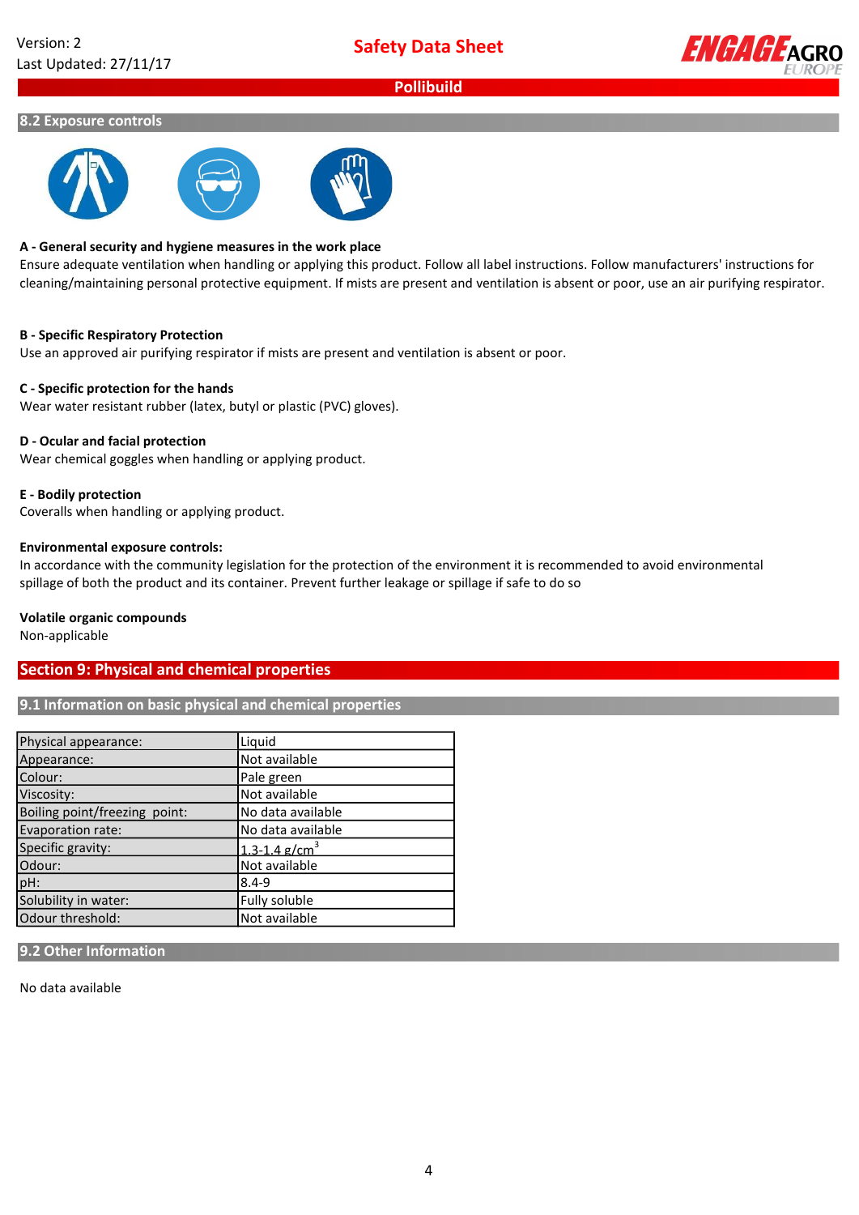## 8.2 Exposure controls

**A - General security and hygiene measures in the work place**

Ensure adequate ventilation when handling or applying this product. Follow all label instructions. Follow manufacturers' instructions for cleaning/maintaining personal protective equipment. If mists are present and ventilation is absent or poor, use an air purifying respirator.

**B - Specific Respiratory Protection**

Use an approved air purifying respirator if mists are present and ventilation is absent or poor.

**C - Specific protection for the hands**

Wear water resistant rubber (latex, butyl or plastic (PVC) gloves).

**D - Ocular and facial protection**

Wear chemical goggles when handling or applying product.

**E - Bodily protection**

Coveralls when handling or applying product.

**Environmental exposure controls:**

In accordance with the community legislation for the protection of the environment it is recommended to avoid environmental spillage of both the product and its container. Prevent further leakage or spillage if safe to do so

**Volatile organic compounds**

Non-applicable

# Section 9: Physical and chemical properties

## 9.1 Information on basic physical and chemical properties

| | |
|---|---|
| Physical appearance: | Liquid |
| Appearance: | Not available |
| Colour: | Pale green |
| Viscosity: | Not available |
| Boiling point/freezing point: | No data available |
| Evaporation rate: | No data available |
| Specific gravity: | 1.3-1.4 $g/cm^3$ |
| Odour: | Not available |
| pH: | 8.4-9 |
| Solubility in water: | Fully soluble |
| Odour threshold: | Not available |

## 9.2 Other Information

No data available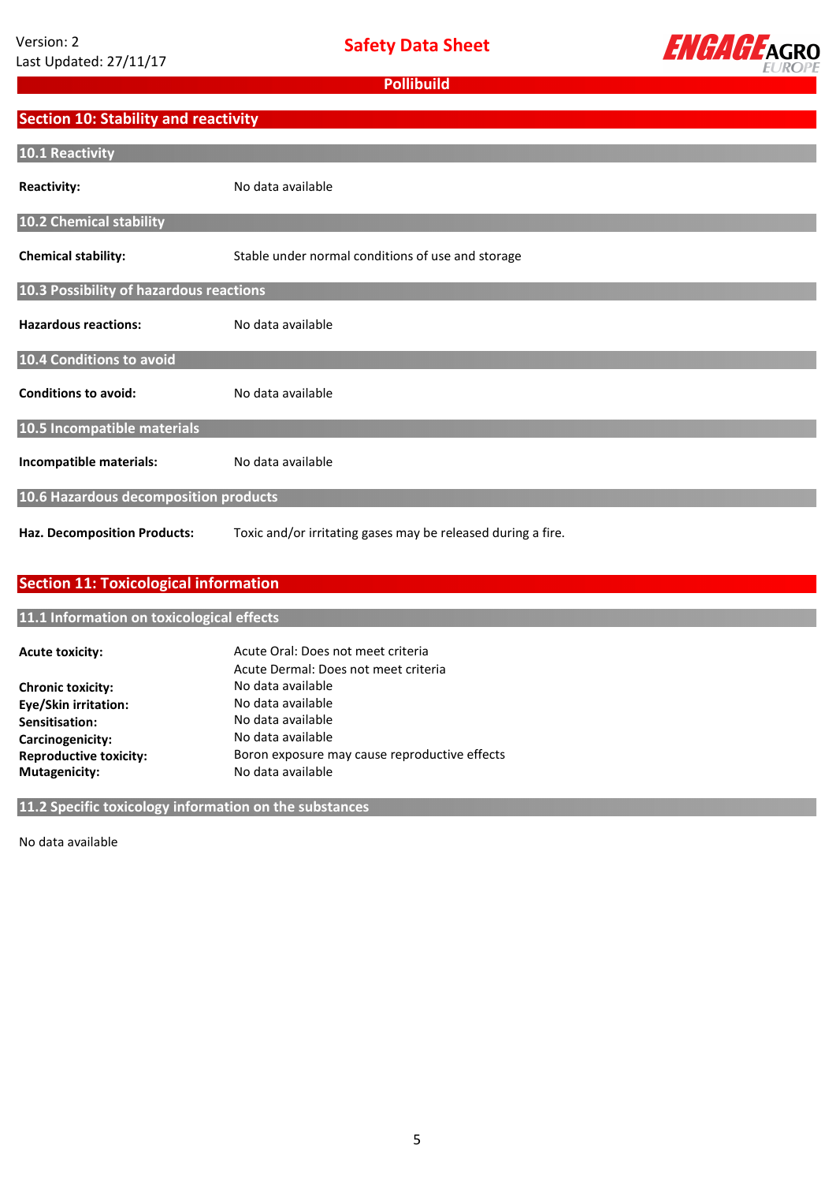## Section 10: Stability and reactivity

### 10.1 Reactivity

**Reactivity:** No data available

### 10.2 Chemical stability

**Chemical stability:** Stable under normal conditions of use and storage

### 10.3 Possibility of hazardous reactions

**Hazardous reactions:** No data available

### 10.4 Conditions to avoid

**Conditions to avoid:** No data available

### 10.5 Incompatible materials

**Incompatible materials:** No data available

### 10.6 Hazardous decomposition products

**Haz. Decomposition Products:** Toxic and/or irritating gases may be released during a fire.

## Section 11: Toxicological information

### 11.1 Information on toxicological effects

**Acute toxicity:** Acute Oral: Does not meet criteria
Acute Dermal: Does not meet criteria

**Chronic toxicity:** No data available

**Eye/Skin irritation:** No data available

**Sensitisation:** No data available

**Carcinogenicity:** No data available

**Reproductive toxicity:** Boron exposure may cause reproductive effects

**Mutagenicity:** No data available

### 11.2 Specific toxicology information on the substances

No data available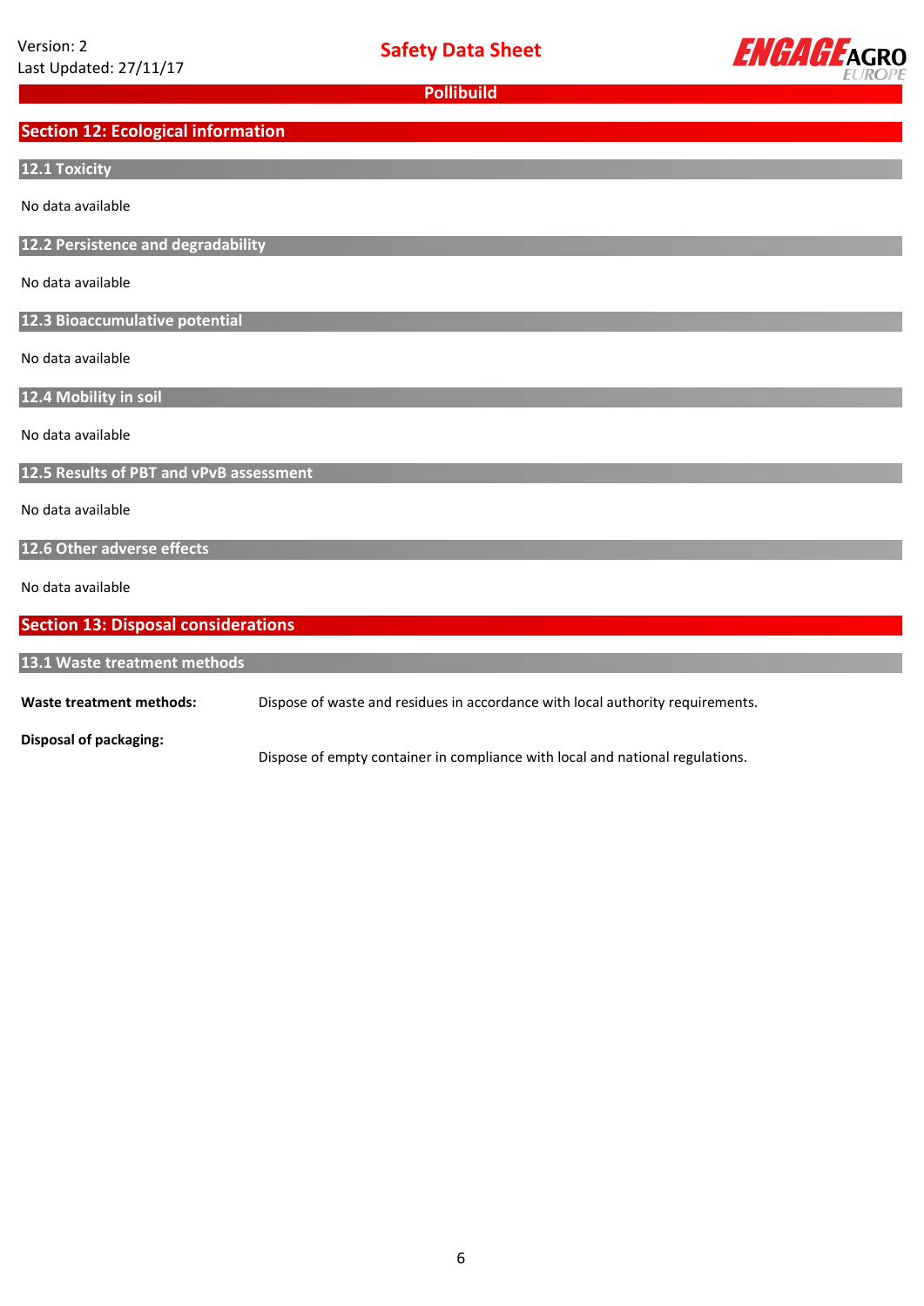## Section 12: Ecological information

### 12.1 Toxicity

No data available

### 12.2 Persistence and degradability

No data available

### 12.3 Bioaccumulative potential

No data available

### 12.4 Mobility in soil

No data available

### 12.5 Results of PBT and vPvB assessment

No data available

### 12.6 Other adverse effects

No data available

## Section 13: Disposal considerations

### 13.1 Waste treatment methods

**Waste treatment methods:** Dispose of waste and residues in accordance with local authority requirements.

**Disposal of packaging:** Dispose of empty container in compliance with local and national regulations.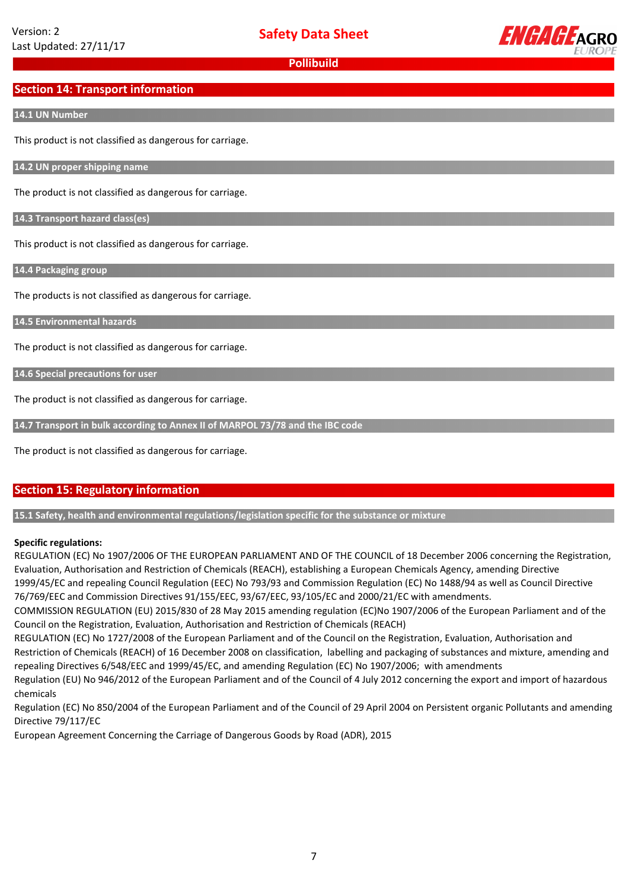## Section 14: Transport information

### 14.1 UN Number

This product is not classified as dangerous for carriage.

### 14.2 UN proper shipping name

The product is not classified as dangerous for carriage.

### 14.3 Transport hazard class(es)

This product is not classified as dangerous for carriage.

### 14.4 Packaging group

The products is not classified as dangerous for carriage.

### 14.5 Environmental hazards

The product is not classified as dangerous for carriage.

### 14.6 Special precautions for user

The product is not classified as dangerous for carriage.

### 14.7 Transport in bulk according to Annex II of MARPOL 73/78 and the IBC code

The product is not classified as dangerous for carriage.

## Section 15: Regulatory information

### 15.1 Safety, health and environmental regulations/legislation specific for the substance or mixture

**Specific regulations:**

REGULATION (EC) No 1907/2006 OF THE EUROPEAN PARLIAMENT AND OF THE COUNCIL of 18 December 2006 concerning the Registration, Evaluation, Authorisation and Restriction of Chemicals (REACH), establishing a European Chemicals Agency, amending Directive 1999/45/EC and repealing Council Regulation (EEC) No 793/93 and Commission Regulation (EC) No 1488/94 as well as Council Directive 76/769/EEC and Commission Directives 91/155/EEC, 93/67/EEC, 93/105/EC and 2000/21/EC with amendments.

COMMISSION REGULATION (EU) 2015/830 of 28 May 2015 amending regulation (EC)No 1907/2006 of the European Parliament and of the Council on the Registration, Evaluation, Authorisation and Restriction of Chemicals (REACH)

REGULATION (EC) No 1727/2008 of the European Parliament and of the Council on the Registration, Evaluation, Authorisation and Restriction of Chemicals (REACH) of 16 December 2008 on classification, labelling and packaging of substances and mixture, amending and repealing Directives 6/548/EEC and 1999/45/EC, and amending Regulation (EC) No 1907/2006; with amendments

Regulation (EU) No 946/2012 of the European Parliament and of the Council of 4 July 2012 concerning the export and import of hazardous chemicals

Regulation (EC) No 850/2004 of the European Parliament and of the Council of 29 April 2004 on Persistent organic Pollutants and amending Directive 79/117/EC

European Agreement Concerning the Carriage of Dangerous Goods by Road (ADR), 2015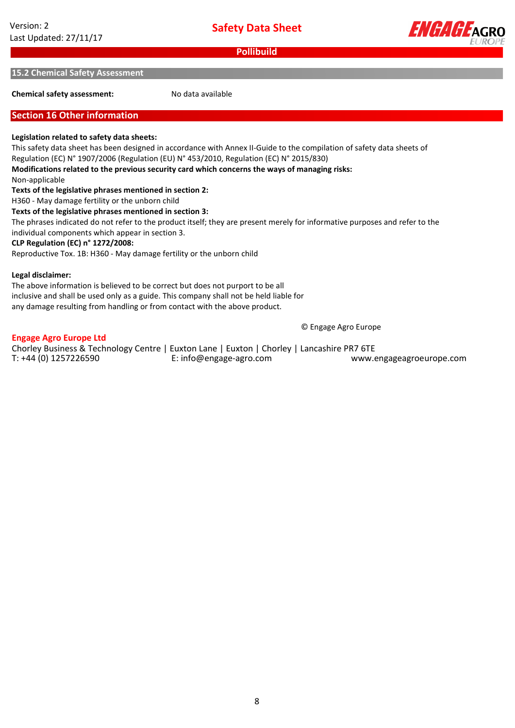## 15.2 Chemical Safety Assessment

**Chemical safety assessment:** No data available

## Section 16 Other information

**Legislation related to safety data sheets:**

This safety data sheet has been designed in accordance with Annex II-Guide to the compilation of safety data sheets of Regulation (EC) N° 1907/2006 (Regulation (EU) N° 453/2010, Regulation (EC) N° 2015/830)

**Modifications related to the previous security card which concerns the ways of managing risks:**

Non-applicable

**Texts of the legislative phrases mentioned in section 2:**

H360 - May damage fertility or the unborn child

**Texts of the legislative phrases mentioned in section 3:**

The phrases indicated do not refer to the product itself; they are present merely for informative purposes and refer to the individual components which appear in section 3.

**CLP Regulation (EC) n° 1272/2008:**

Reproductive Tox. 1B: H360 - May damage fertility or the unborn child

**Legal disclaimer:**

The above information is believed to be correct but does not purport to be all inclusive and shall be used only as a guide. This company shall not be held liable for any damage resulting from handling or from contact with the above product.

© Engage Agro Europe

**Engage Agro Europe Ltd**

Chorley Business & Technology Centre | Euxton Lane | Euxton | Chorley | Lancashire PR7 6TE

T: +44 (0) 1257226590 E: info@engage-agro.com www.engageagroeurope.com